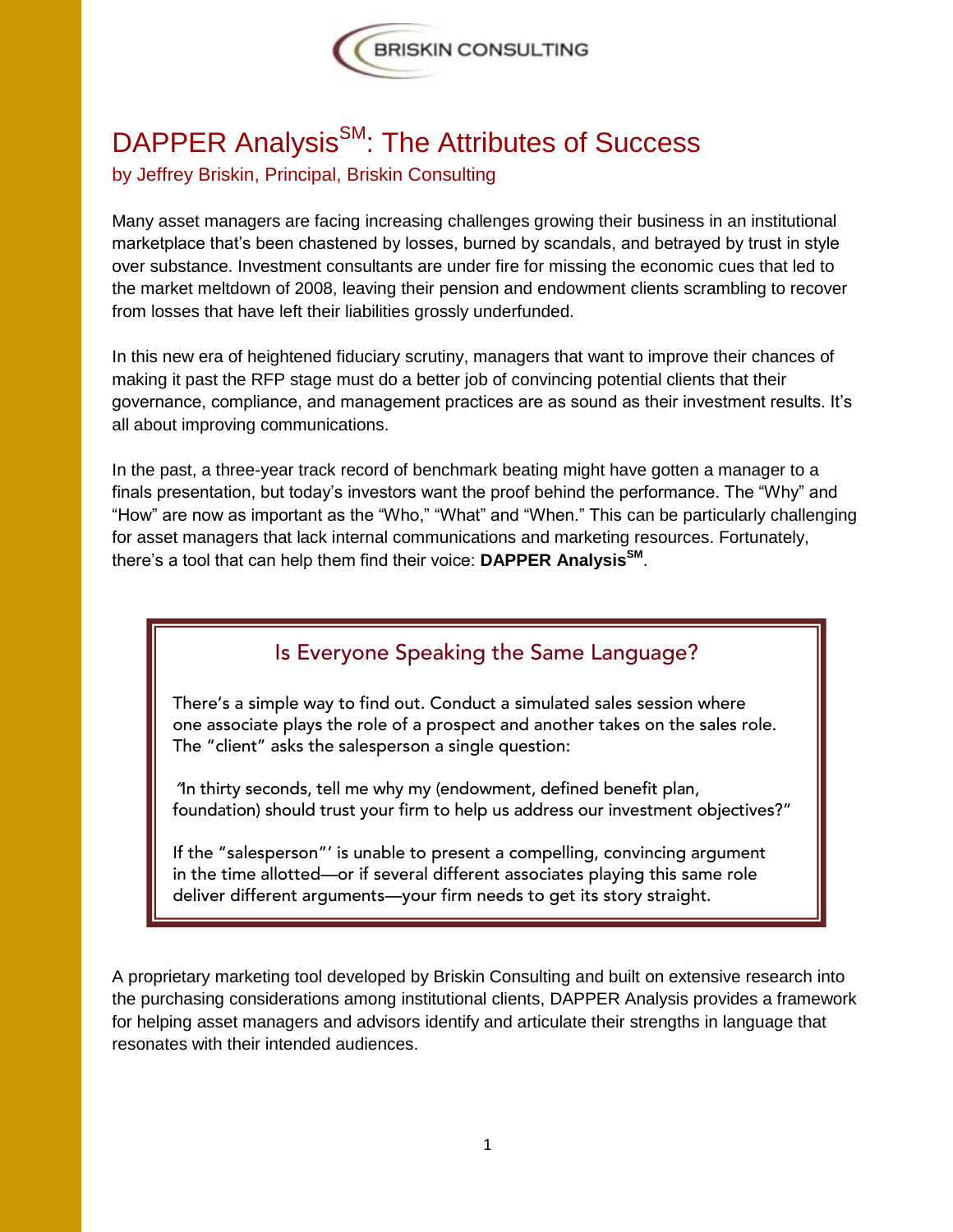# DAPPER Analysis[SM]: The Attributes of Success

by Jeffrey Briskin, Principal, Briskin Consulting

Many asset managers are facing increasing challenges growing their business in an institutional marketplace that's been chastened by losses, burned by scandals, and betrayed by trust in style over substance. Investment consultants are under fire for missing the economic cues that led to the market meltdown of 2008, leaving their pension and endowment clients scrambling to recover from losses that have left their liabilities grossly underfunded.

In this new era of heightened fiduciary scrutiny, managers that want to improve their chances of making it past the RFP stage must do a better job of convincing potential clients that their governance, compliance, and management practices are as sound as their investment results. It's all about improving communications.

In the past, a three-year track record of benchmark beating might have gotten a manager to a finals presentation, but today's investors want the proof behind the performance. The "Why" and "How" are now as important as the "Who," "What" and "When." This can be particularly challenging for asset managers that lack internal communications and marketing resources. Fortunately, there's a tool that can help them find their voice: **DAPPER Analysis[SM]**.

## Is Everyone Speaking the Same Language?

There's a simple way to find out. Conduct a simulated sales session where one associate plays the role of a prospect and another takes on the sales role. The "client" asks the salesperson a single question:

"In thirty seconds, tell me why my (endowment, defined benefit plan, foundation) should trust your firm to help us address our investment objectives?"

If the "salesperson"' is unable to present a compelling, convincing argument in the time allotted—or if several different associates playing this same role deliver different arguments—your firm needs to get its story straight.

A proprietary marketing tool developed by Briskin Consulting and built on extensive research into the purchasing considerations among institutional clients, DAPPER Analysis provides a framework for helping asset managers and advisors identify and articulate their strengths in language that resonates with their intended audiences.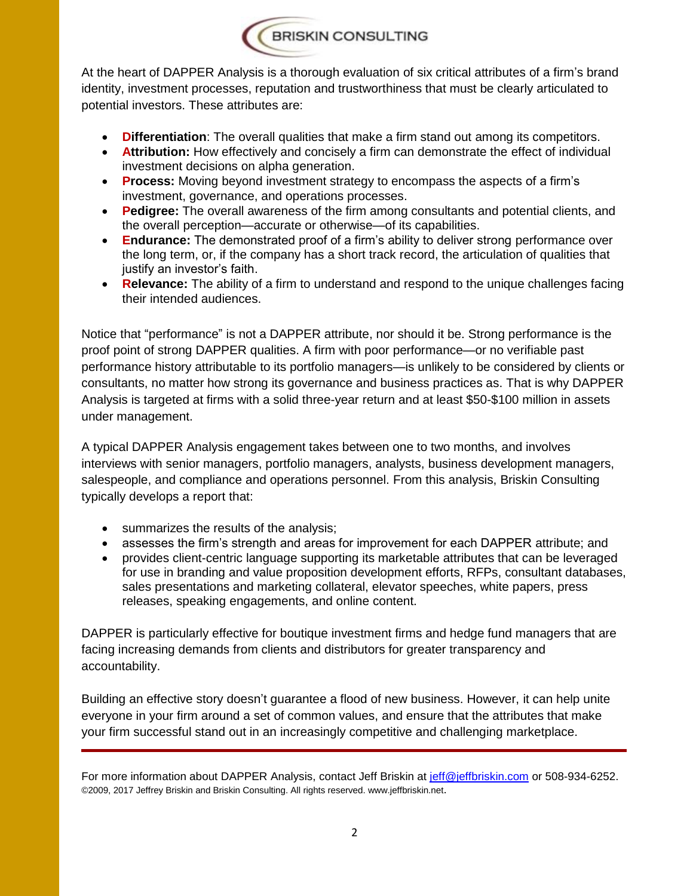At the heart of DAPPER Analysis is a thorough evaluation of six critical attributes of a firm's brand identity, investment processes, reputation and trustworthiness that must be clearly articulated to potential investors. These attributes are:

- **Differentiation**: The overall qualities that make a firm stand out among its competitors.
- **Attribution:** How effectively and concisely a firm can demonstrate the effect of individual investment decisions on alpha generation.
- **Process:** Moving beyond investment strategy to encompass the aspects of a firm's investment, governance, and operations processes.
- **Pedigree:** The overall awareness of the firm among consultants and potential clients, and the overall perception—accurate or otherwise—of its capabilities.
- **Endurance:** The demonstrated proof of a firm's ability to deliver strong performance over the long term, or, if the company has a short track record, the articulation of qualities that justify an investor's faith.
- **Relevance:** The ability of a firm to understand and respond to the unique challenges facing their intended audiences.

Notice that "performance" is not a DAPPER attribute, nor should it be. Strong performance is the proof point of strong DAPPER qualities. A firm with poor performance—or no verifiable past performance history attributable to its portfolio managers—is unlikely to be considered by clients or consultants, no matter how strong its governance and business practices as. That is why DAPPER Analysis is targeted at firms with a solid three-year return and at least $50-$100 million in assets under management.

A typical DAPPER Analysis engagement takes between one to two months, and involves interviews with senior managers, portfolio managers, analysts, business development managers, salespeople, and compliance and operations personnel. From this analysis, Briskin Consulting typically develops a report that:

- summarizes the results of the analysis;
- assesses the firm's strength and areas for improvement for each DAPPER attribute; and
- provides client-centric language supporting its marketable attributes that can be leveraged for use in branding and value proposition development efforts, RFPs, consultant databases, sales presentations and marketing collateral, elevator speeches, white papers, press releases, speaking engagements, and online content.

DAPPER is particularly effective for boutique investment firms and hedge fund managers that are facing increasing demands from clients and distributors for greater transparency and accountability.

Building an effective story doesn't guarantee a flood of new business. However, it can help unite everyone in your firm around a set of common values, and ensure that the attributes that make your firm successful stand out in an increasingly competitive and challenging marketplace.

---

For more information about DAPPER Analysis, contact Jeff Briskin at jeff@jeffbriskin.com or 508-934-6252.
©2009, 2017 Jeffrey Briskin and Briskin Consulting. All rights reserved. www.jeffbriskin.net.